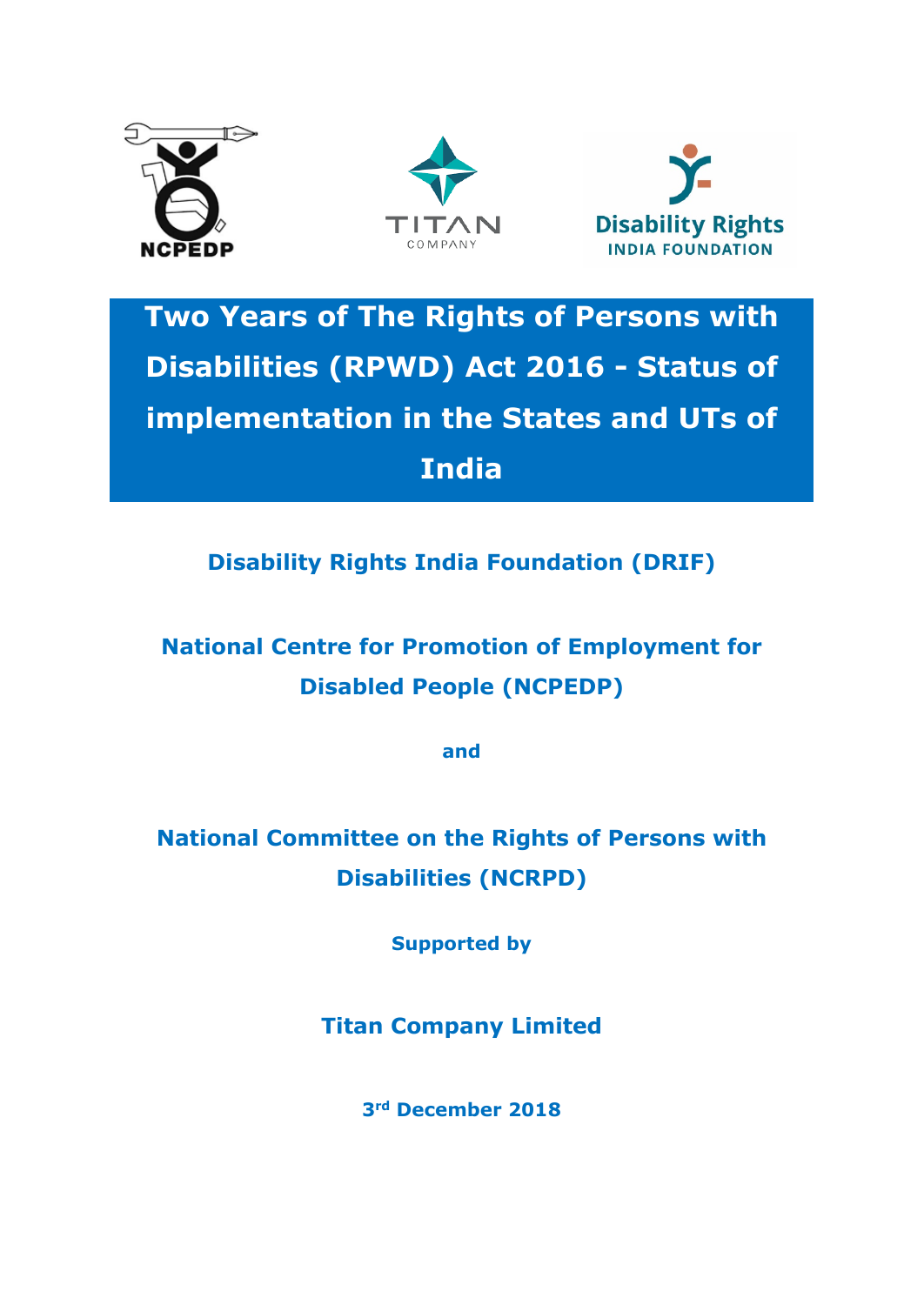# Two Years of The Rights of Persons with Disabilities (RPWD) Act 2016 - Status of implementation in the States and UTs of India

**Disability Rights India Foundation (DRIF)**

**National Centre for Promotion of Employment for Disabled People (NCPEDP)**

**and**

**National Committee on the Rights of Persons with Disabilities (NCRPD)**

**Supported by**

**Titan Company Limited**

**3rd December 2018**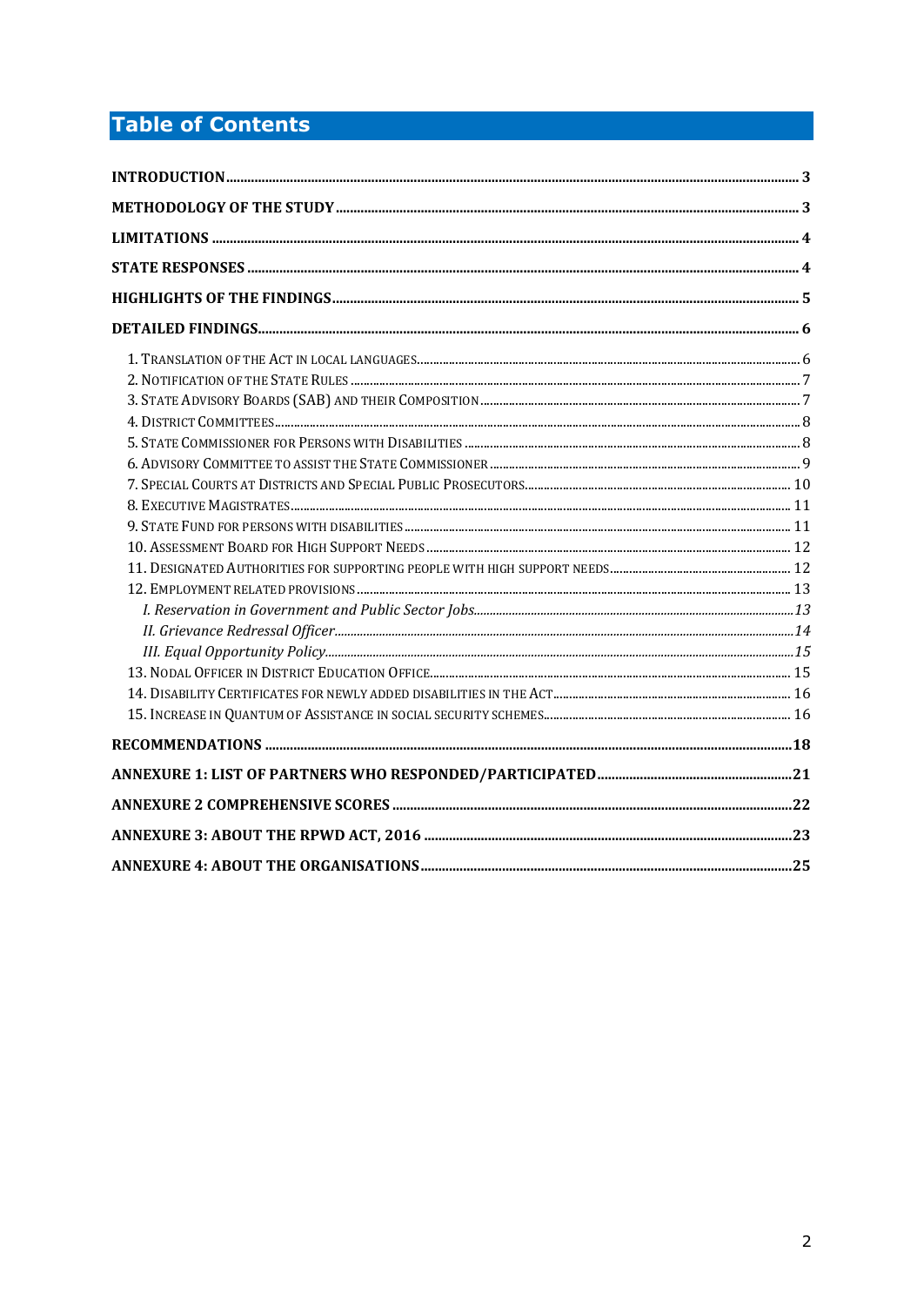# Table of Contents

**INTRODUCTION** ........ 3

**METHODOLOGY OF THE STUDY** ........ 3

**LIMITATIONS** ........ 4

**STATE RESPONSES** ........ 4

**HIGHLIGHTS OF THE FINDINGS** ........ 5

**DETAILED FINDINGS** ........ 6

- 1. Translation of the Act in local languages ........ 6
- 2. Notification of the State Rules ........ 7
- 3. State Advisory Boards (SAB) and their Composition ........ 7
- 4. District Committees ........ 8
- 5. State Commissioner for Persons with Disabilities ........ 8
- 6. Advisory Committee to assist the State Commissioner ........ 9
- 7. Special Courts at Districts and Special Public Prosecutors ........ 10
- 8. Executive Magistrates ........ 11
- 9. State Fund for persons with disabilities ........ 11
- 10. Assessment Board for High Support Needs ........ 12
- 11. Designated Authorities for supporting people with high support needs ........ 12
- 12. Employment related provisions ........ 13
  - *I. Reservation in Government and Public Sector Jobs* ........ *13*
  - *II. Grievance Redressal Officer* ........ *14*
  - *III. Equal Opportunity Policy* ........ *15*
- 13. Nodal Officer in District Education Office ........ 15
- 14. Disability Certificates for newly added disabilities in the Act ........ 16
- 15. Increase in Quantum of Assistance in social security schemes ........ 16

**RECOMMENDATIONS** ........ 18

**ANNEXURE 1: LIST OF PARTNERS WHO RESPONDED/PARTICIPATED** ........ 21

**ANNEXURE 2 COMPREHENSIVE SCORES** ........ 22

**ANNEXURE 3: ABOUT THE RPWD ACT, 2016** ........ 23

**ANNEXURE 4: ABOUT THE ORGANISATIONS** ........ 25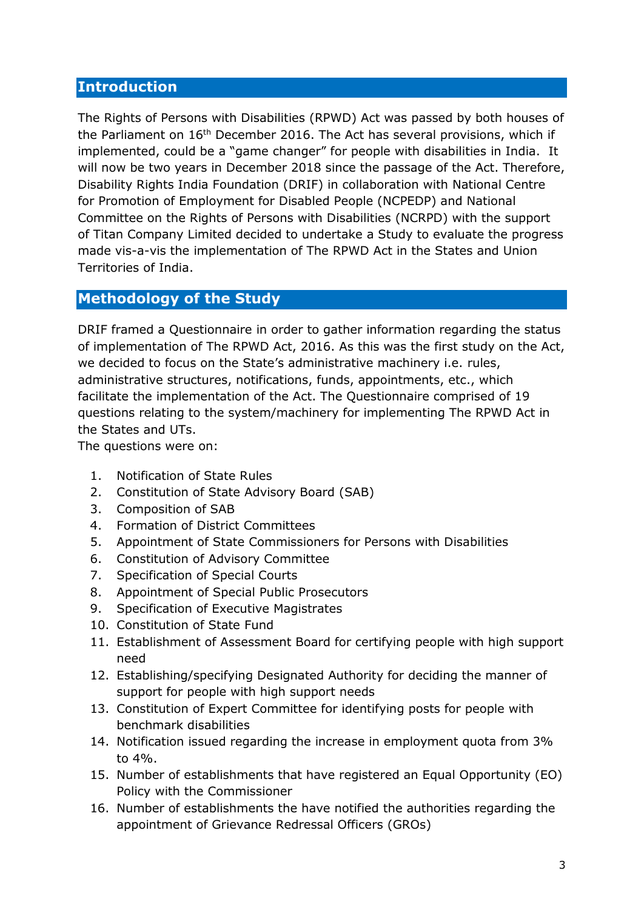## Introduction

The Rights of Persons with Disabilities (RPWD) Act was passed by both houses of the Parliament on 16th December 2016. The Act has several provisions, which if implemented, could be a "game changer" for people with disabilities in India. It will now be two years in December 2018 since the passage of the Act. Therefore, Disability Rights India Foundation (DRIF) in collaboration with National Centre for Promotion of Employment for Disabled People (NCPEDP) and National Committee on the Rights of Persons with Disabilities (NCRPD) with the support of Titan Company Limited decided to undertake a Study to evaluate the progress made vis-a-vis the implementation of The RPWD Act in the States and Union Territories of India.

## Methodology of the Study

DRIF framed a Questionnaire in order to gather information regarding the status of implementation of The RPWD Act, 2016. As this was the first study on the Act, we decided to focus on the State's administrative machinery i.e. rules, administrative structures, notifications, funds, appointments, etc., which facilitate the implementation of the Act. The Questionnaire comprised of 19 questions relating to the system/machinery for implementing The RPWD Act in the States and UTs.

The questions were on:

1. Notification of State Rules
2. Constitution of State Advisory Board (SAB)
3. Composition of SAB
4. Formation of District Committees
5. Appointment of State Commissioners for Persons with Disabilities
6. Constitution of Advisory Committee
7. Specification of Special Courts
8. Appointment of Special Public Prosecutors
9. Specification of Executive Magistrates
10. Constitution of State Fund
11. Establishment of Assessment Board for certifying people with high support need
12. Establishing/specifying Designated Authority for deciding the manner of support for people with high support needs
13. Constitution of Expert Committee for identifying posts for people with benchmark disabilities
14. Notification issued regarding the increase in employment quota from 3% to 4%.
15. Number of establishments that have registered an Equal Opportunity (EO) Policy with the Commissioner
16. Number of establishments the have notified the authorities regarding the appointment of Grievance Redressal Officers (GROs)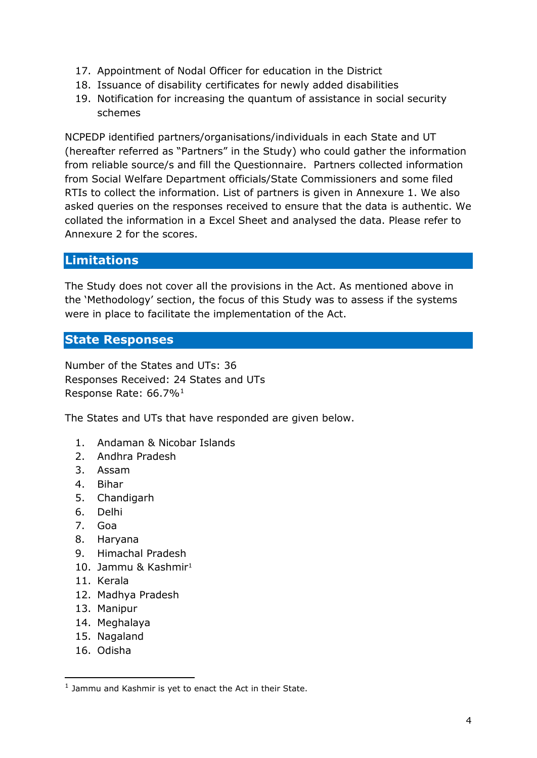17. Appointment of Nodal Officer for education in the District
18. Issuance of disability certificates for newly added disabilities
19. Notification for increasing the quantum of assistance in social security schemes

NCPEDP identified partners/organisations/individuals in each State and UT (hereafter referred as "Partners" in the Study) who could gather the information from reliable source/s and fill the Questionnaire. Partners collected information from Social Welfare Department officials/State Commissioners and some filed RTIs to collect the information. List of partners is given in Annexure 1. We also asked queries on the responses received to ensure that the data is authentic. We collated the information in a Excel Sheet and analysed the data. Please refer to Annexure 2 for the scores.

## Limitations

The Study does not cover all the provisions in the Act. As mentioned above in the 'Methodology' section, the focus of this Study was to assess if the systems were in place to facilitate the implementation of the Act.

## State Responses

Number of the States and UTs: 36
Responses Received: 24 States and UTs
Response Rate: 66.7%[1]

The States and UTs that have responded are given below.

1. Andaman & Nicobar Islands
2. Andhra Pradesh
3. Assam
4. Bihar
5. Chandigarh
6. Delhi
7. Goa
8. Haryana
9. Himachal Pradesh
10. Jammu & Kashmir[1]
11. Kerala
12. Madhya Pradesh
13. Manipur
14. Meghalaya
15. Nagaland
16. Odisha

[1] Jammu and Kashmir is yet to enact the Act in their State.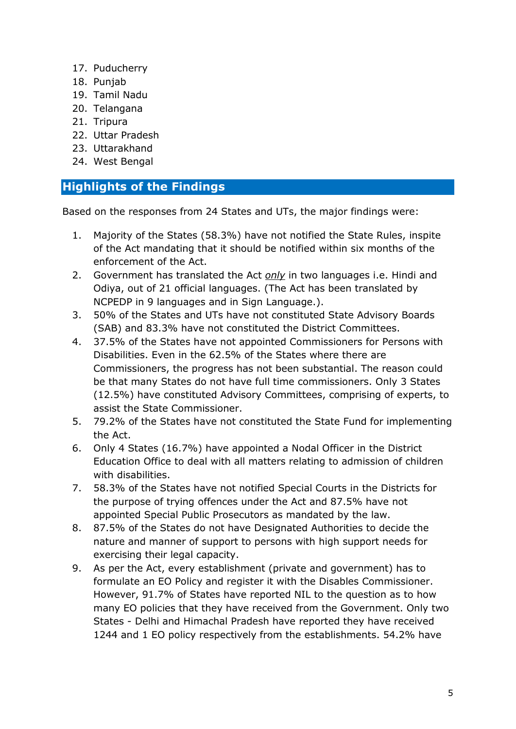17. Puducherry
18. Punjab
19. Tamil Nadu
20. Telangana
21. Tripura
22. Uttar Pradesh
23. Uttarakhand
24. West Bengal

## Highlights of the Findings

Based on the responses from 24 States and UTs, the major findings were:

1. Majority of the States (58.3%) have not notified the State Rules, inspite of the Act mandating that it should be notified within six months of the enforcement of the Act.
2. Government has translated the Act ***only*** in two languages i.e. Hindi and Odiya, out of 21 official languages. (The Act has been translated by NCPEDP in 9 languages and in Sign Language.).
3. 50% of the States and UTs have not constituted State Advisory Boards (SAB) and 83.3% have not constituted the District Committees.
4. 37.5% of the States have not appointed Commissioners for Persons with Disabilities. Even in the 62.5% of the States where there are Commissioners, the progress has not been substantial. The reason could be that many States do not have full time commissioners. Only 3 States (12.5%) have constituted Advisory Committees, comprising of experts, to assist the State Commissioner.
5. 79.2% of the States have not constituted the State Fund for implementing the Act.
6. Only 4 States (16.7%) have appointed a Nodal Officer in the District Education Office to deal with all matters relating to admission of children with disabilities.
7. 58.3% of the States have not notified Special Courts in the Districts for the purpose of trying offences under the Act and 87.5% have not appointed Special Public Prosecutors as mandated by the law.
8. 87.5% of the States do not have Designated Authorities to decide the nature and manner of support to persons with high support needs for exercising their legal capacity.
9. As per the Act, every establishment (private and government) has to formulate an EO Policy and register it with the Disables Commissioner. However, 91.7% of States have reported NIL to the question as to how many EO policies that they have received from the Government. Only two States - Delhi and Himachal Pradesh have reported they have received 1244 and 1 EO policy respectively from the establishments. 54.2% have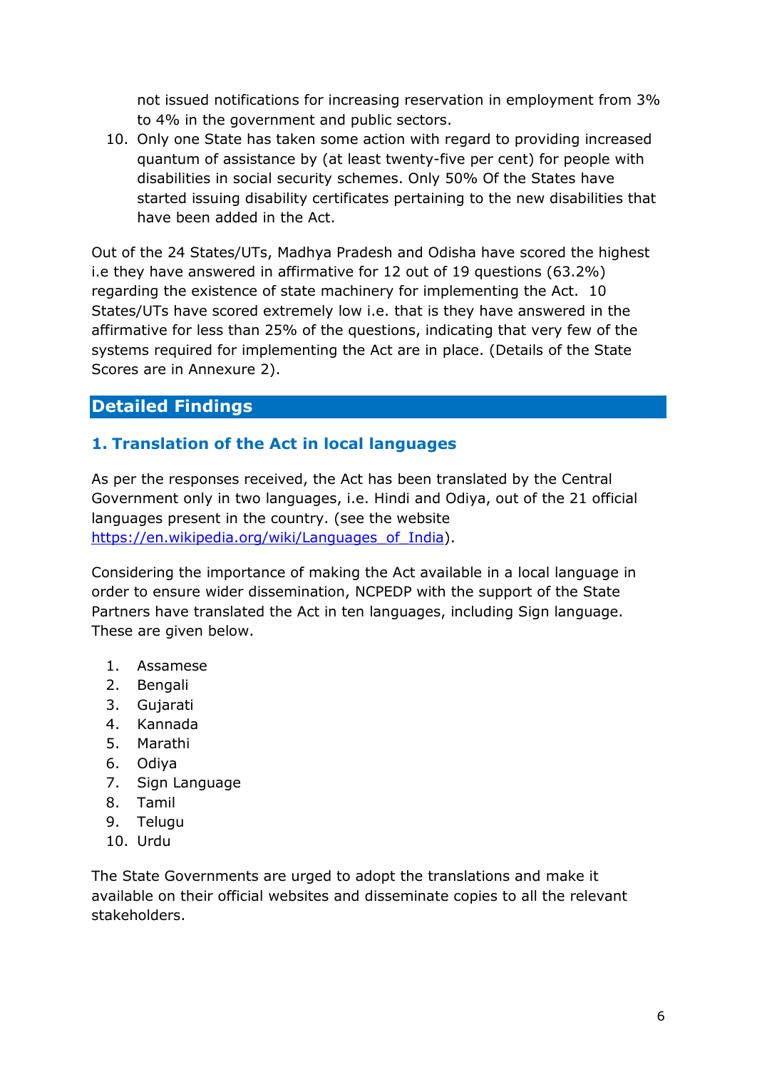not issued notifications for increasing reservation in employment from 3% to 4% in the government and public sectors.

10. Only one State has taken some action with regard to providing increased quantum of assistance by (at least twenty-five per cent) for people with disabilities in social security schemes. Only 50% Of the States have started issuing disability certificates pertaining to the new disabilities that have been added in the Act.

Out of the 24 States/UTs, Madhya Pradesh and Odisha have scored the highest i.e they have answered in affirmative for 12 out of 19 questions (63.2%) regarding the existence of state machinery for implementing the Act. 10 States/UTs have scored extremely low i.e. that is they have answered in the affirmative for less than 25% of the questions, indicating that very few of the systems required for implementing the Act are in place. (Details of the State Scores are in Annexure 2).

## Detailed Findings

### 1. Translation of the Act in local languages

As per the responses received, the Act has been translated by the Central Government only in two languages, i.e. Hindi and Odiya, out of the 21 official languages present in the country. (see the website [https://en.wikipedia.org/wiki/Languages_of_India](https://en.wikipedia.org/wiki/Languages_of_India)).

Considering the importance of making the Act available in a local language in order to ensure wider dissemination, NCPEDP with the support of the State Partners have translated the Act in ten languages, including Sign language. These are given below.

1. Assamese
2. Bengali
3. Gujarati
4. Kannada
5. Marathi
6. Odiya
7. Sign Language
8. Tamil
9. Telugu
10. Urdu

The State Governments are urged to adopt the translations and make it available on their official websites and disseminate copies to all the relevant stakeholders.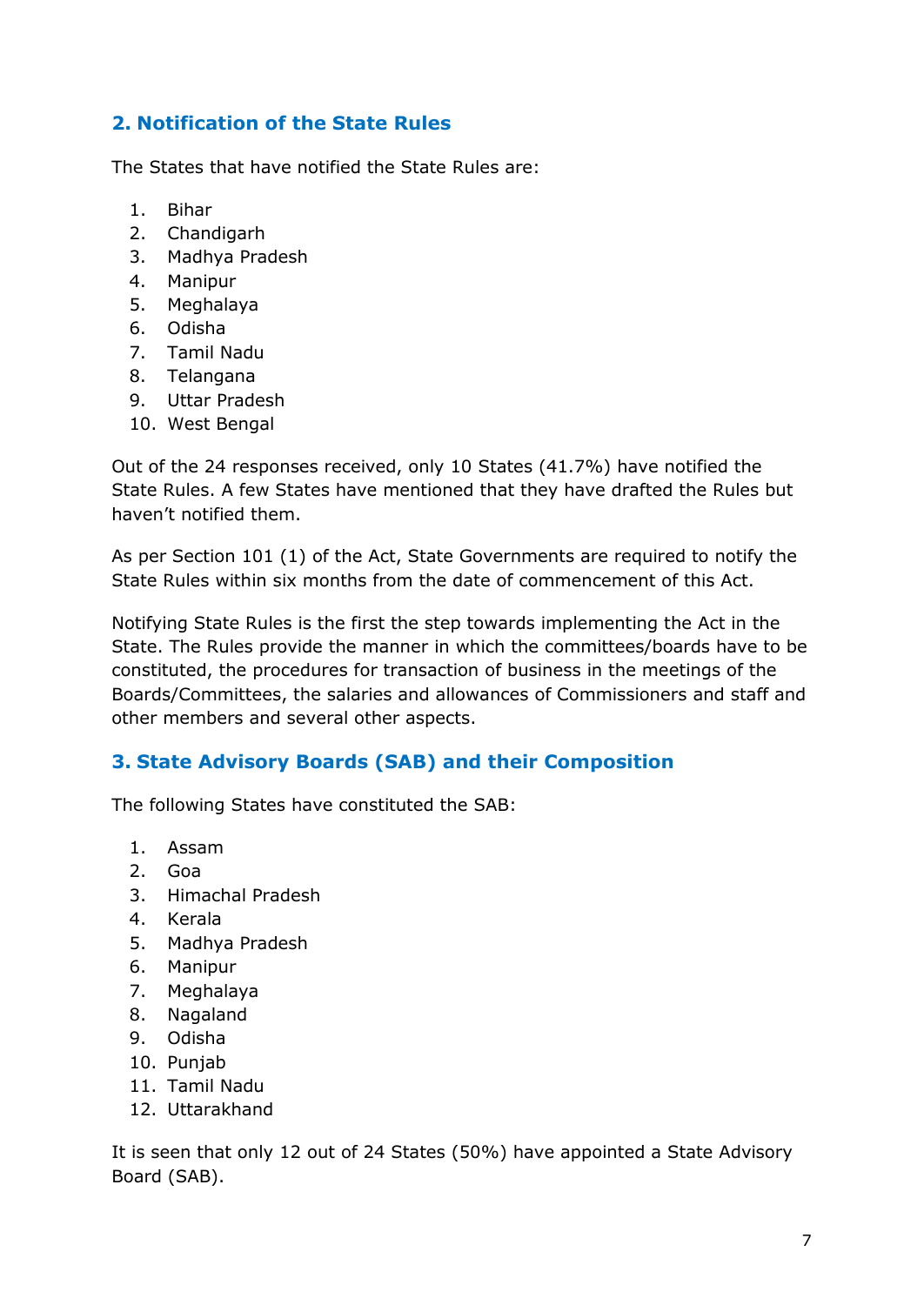## 2. Notification of the State Rules

The States that have notified the State Rules are:

1. Bihar
2. Chandigarh
3. Madhya Pradesh
4. Manipur
5. Meghalaya
6. Odisha
7. Tamil Nadu
8. Telangana
9. Uttar Pradesh
10. West Bengal

Out of the 24 responses received, only 10 States (41.7%) have notified the State Rules. A few States have mentioned that they have drafted the Rules but haven't notified them.

As per Section 101 (1) of the Act, State Governments are required to notify the State Rules within six months from the date of commencement of this Act.

Notifying State Rules is the first the step towards implementing the Act in the State. The Rules provide the manner in which the committees/boards have to be constituted, the procedures for transaction of business in the meetings of the Boards/Committees, the salaries and allowances of Commissioners and staff and other members and several other aspects.

## 3. State Advisory Boards (SAB) and their Composition

The following States have constituted the SAB:

1. Assam
2. Goa
3. Himachal Pradesh
4. Kerala
5. Madhya Pradesh
6. Manipur
7. Meghalaya
8. Nagaland
9. Odisha
10. Punjab
11. Tamil Nadu
12. Uttarakhand

It is seen that only 12 out of 24 States (50%) have appointed a State Advisory Board (SAB).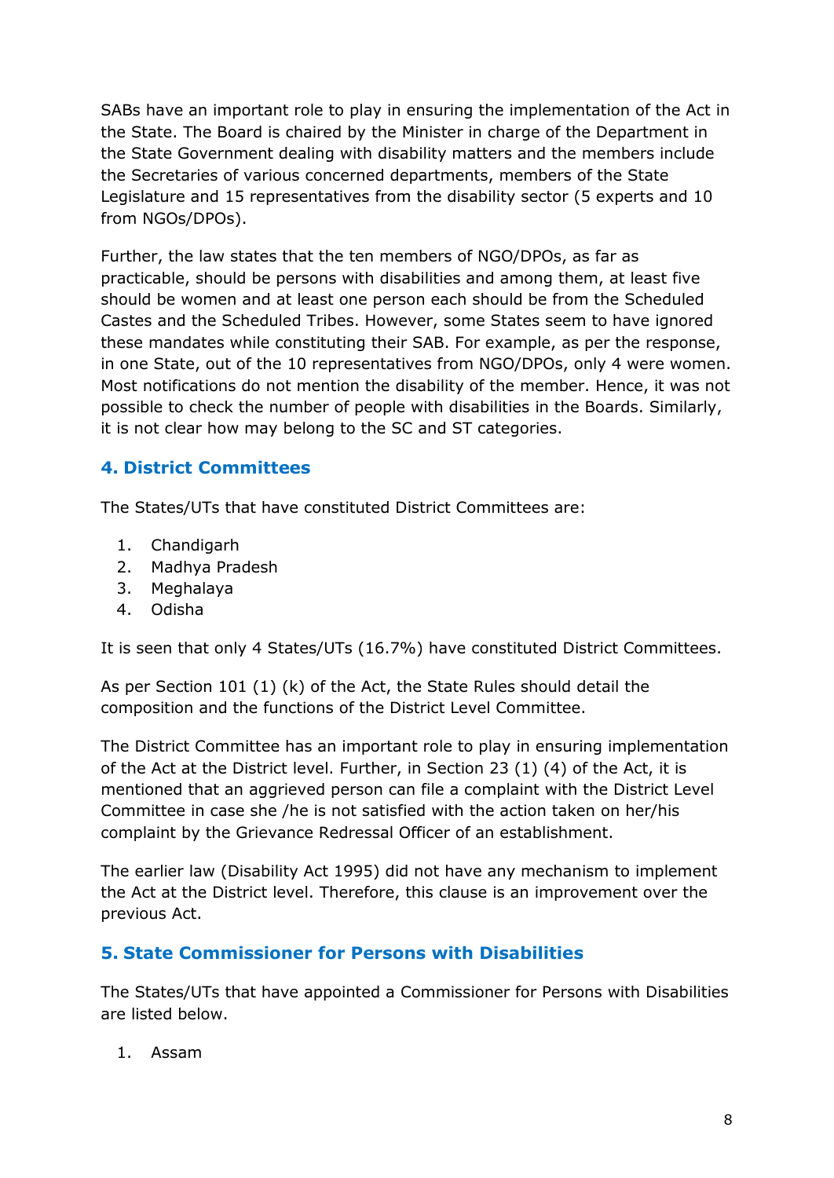SABs have an important role to play in ensuring the implementation of the Act in the State. The Board is chaired by the Minister in charge of the Department in the State Government dealing with disability matters and the members include the Secretaries of various concerned departments, members of the State Legislature and 15 representatives from the disability sector (5 experts and 10 from NGOs/DPOs).

Further, the law states that the ten members of NGO/DPOs, as far as practicable, should be persons with disabilities and among them, at least five should be women and at least one person each should be from the Scheduled Castes and the Scheduled Tribes. However, some States seem to have ignored these mandates while constituting their SAB. For example, as per the response, in one State, out of the 10 representatives from NGO/DPOs, only 4 were women. Most notifications do not mention the disability of the member. Hence, it was not possible to check the number of people with disabilities in the Boards. Similarly, it is not clear how may belong to the SC and ST categories.

## 4. District Committees

The States/UTs that have constituted District Committees are:

1. Chandigarh
2. Madhya Pradesh
3. Meghalaya
4. Odisha

It is seen that only 4 States/UTs (16.7%) have constituted District Committees.

As per Section 101 (1) (k) of the Act, the State Rules should detail the composition and the functions of the District Level Committee.

The District Committee has an important role to play in ensuring implementation of the Act at the District level. Further, in Section 23 (1) (4) of the Act, it is mentioned that an aggrieved person can file a complaint with the District Level Committee in case she /he is not satisfied with the action taken on her/his complaint by the Grievance Redressal Officer of an establishment.

The earlier law (Disability Act 1995) did not have any mechanism to implement the Act at the District level. Therefore, this clause is an improvement over the previous Act.

## 5. State Commissioner for Persons with Disabilities

The States/UTs that have appointed a Commissioner for Persons with Disabilities are listed below.

1. Assam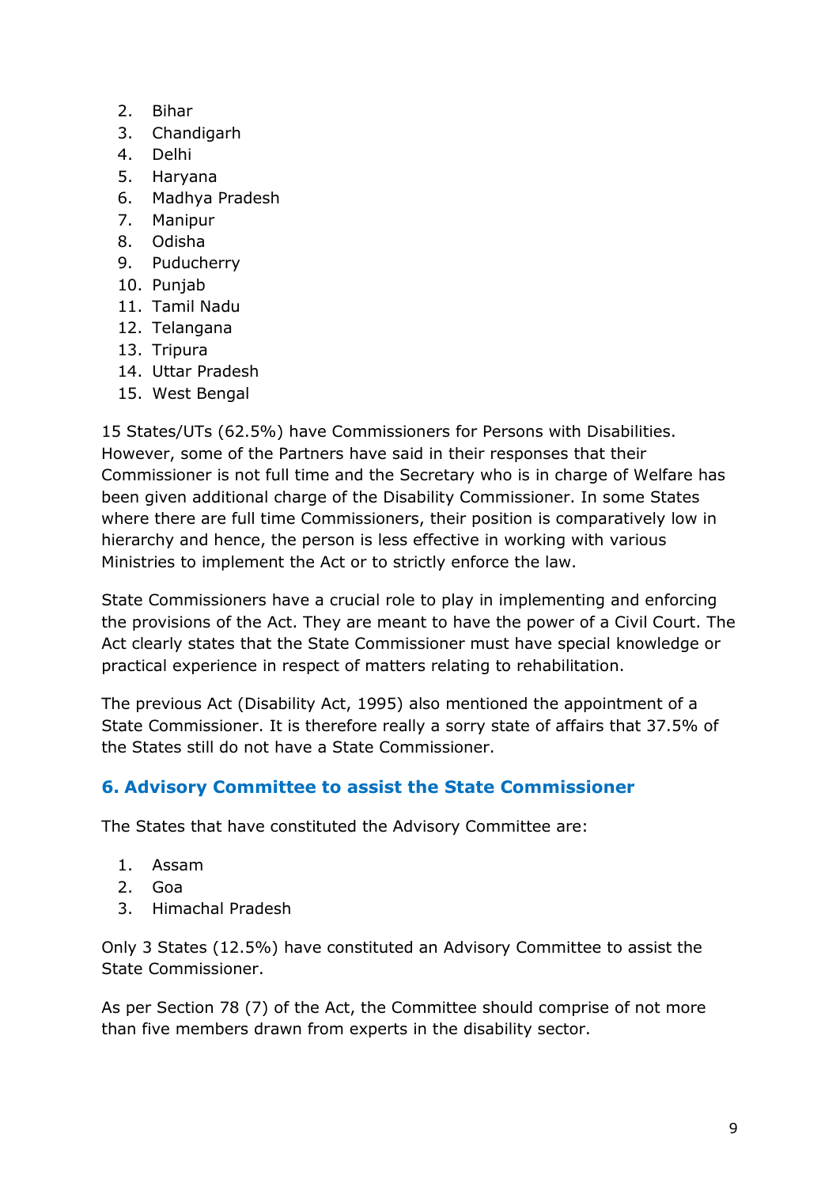2. Bihar
3. Chandigarh
4. Delhi
5. Haryana
6. Madhya Pradesh
7. Manipur
8. Odisha
9. Puducherry
10. Punjab
11. Tamil Nadu
12. Telangana
13. Tripura
14. Uttar Pradesh
15. West Bengal

15 States/UTs (62.5%) have Commissioners for Persons with Disabilities. However, some of the Partners have said in their responses that their Commissioner is not full time and the Secretary who is in charge of Welfare has been given additional charge of the Disability Commissioner. In some States where there are full time Commissioners, their position is comparatively low in hierarchy and hence, the person is less effective in working with various Ministries to implement the Act or to strictly enforce the law.

State Commissioners have a crucial role to play in implementing and enforcing the provisions of the Act. They are meant to have the power of a Civil Court. The Act clearly states that the State Commissioner must have special knowledge or practical experience in respect of matters relating to rehabilitation.

The previous Act (Disability Act, 1995) also mentioned the appointment of a State Commissioner. It is therefore really a sorry state of affairs that 37.5% of the States still do not have a State Commissioner.

## 6. Advisory Committee to assist the State Commissioner

The States that have constituted the Advisory Committee are:

1. Assam
2. Goa
3. Himachal Pradesh

Only 3 States (12.5%) have constituted an Advisory Committee to assist the State Commissioner.

As per Section 78 (7) of the Act, the Committee should comprise of not more than five members drawn from experts in the disability sector.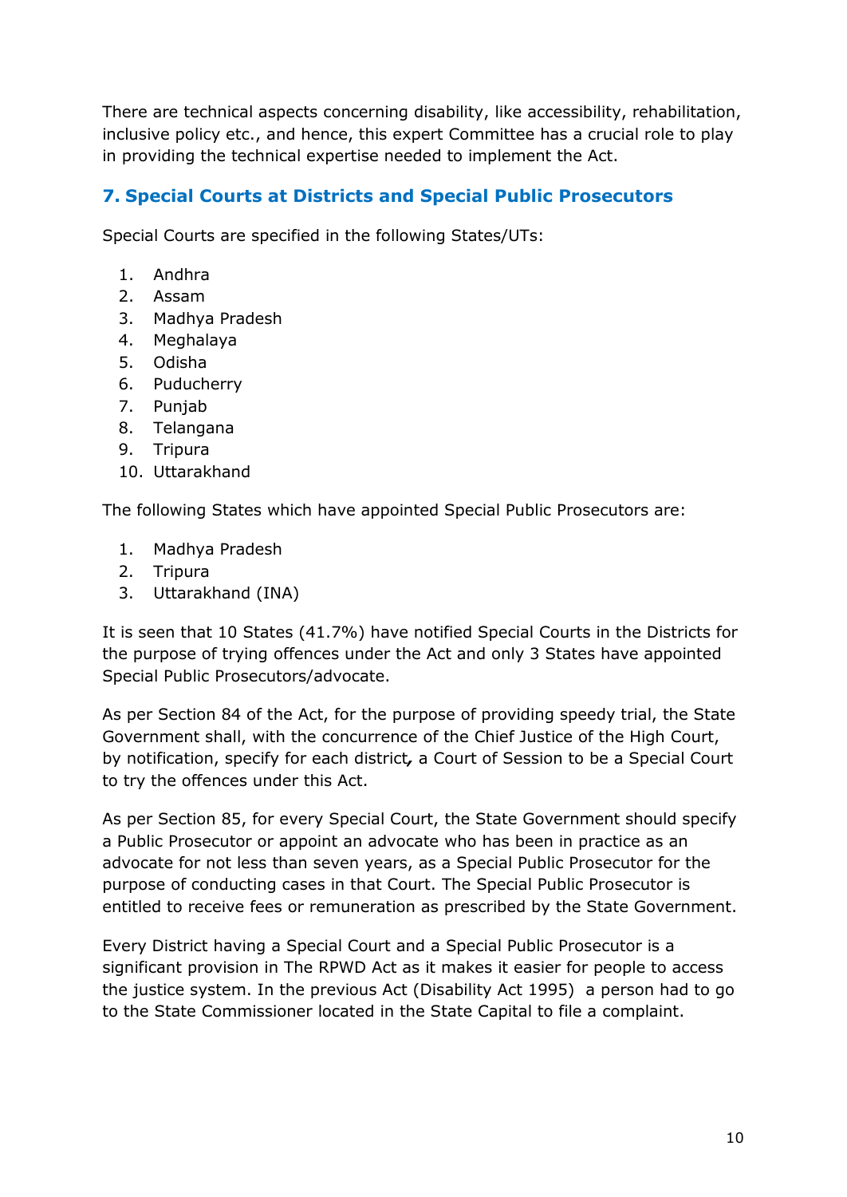There are technical aspects concerning disability, like accessibility, rehabilitation, inclusive policy etc., and hence, this expert Committee has a crucial role to play in providing the technical expertise needed to implement the Act.

## 7. Special Courts at Districts and Special Public Prosecutors

Special Courts are specified in the following States/UTs:

1. Andhra
2. Assam
3. Madhya Pradesh
4. Meghalaya
5. Odisha
6. Puducherry
7. Punjab
8. Telangana
9. Tripura
10. Uttarakhand

The following States which have appointed Special Public Prosecutors are:

1. Madhya Pradesh
2. Tripura
3. Uttarakhand (INA)

It is seen that 10 States (41.7%) have notified Special Courts in the Districts for the purpose of trying offences under the Act and only 3 States have appointed Special Public Prosecutors/advocate.

As per Section 84 of the Act, for the purpose of providing speedy trial, the State Government shall, with the concurrence of the Chief Justice of the High Court, by notification, specify for each district, a Court of Session to be a Special Court to try the offences under this Act.

As per Section 85, for every Special Court, the State Government should specify a Public Prosecutor or appoint an advocate who has been in practice as an advocate for not less than seven years, as a Special Public Prosecutor for the purpose of conducting cases in that Court. The Special Public Prosecutor is entitled to receive fees or remuneration as prescribed by the State Government.

Every District having a Special Court and a Special Public Prosecutor is a significant provision in The RPWD Act as it makes it easier for people to access the justice system. In the previous Act (Disability Act 1995) a person had to go to the State Commissioner located in the State Capital to file a complaint.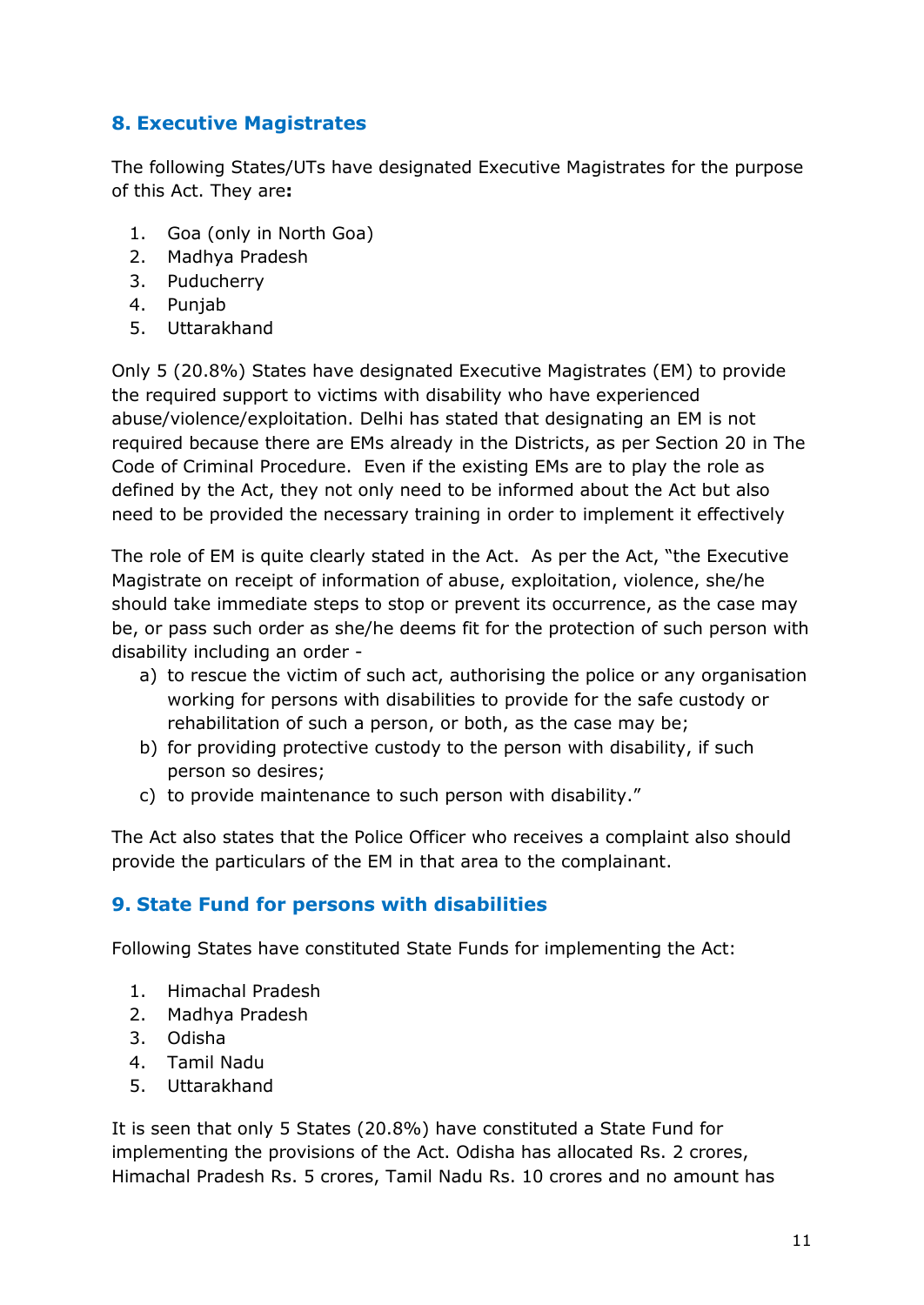## 8. Executive Magistrates

The following States/UTs have designated Executive Magistrates for the purpose of this Act. They are**:**

1. Goa (only in North Goa)
2. Madhya Pradesh
3. Puducherry
4. Punjab
5. Uttarakhand

Only 5 (20.8%) States have designated Executive Magistrates (EM) to provide the required support to victims with disability who have experienced abuse/violence/exploitation. Delhi has stated that designating an EM is not required because there are EMs already in the Districts, as per Section 20 in The Code of Criminal Procedure. Even if the existing EMs are to play the role as defined by the Act, they not only need to be informed about the Act but also need to be provided the necessary training in order to implement it effectively

The role of EM is quite clearly stated in the Act. As per the Act, "the Executive Magistrate on receipt of information of abuse, exploitation, violence, she/he should take immediate steps to stop or prevent its occurrence, as the case may be, or pass such order as she/he deems fit for the protection of such person with disability including an order -

a) to rescue the victim of such act, authorising the police or any organisation working for persons with disabilities to provide for the safe custody or rehabilitation of such a person, or both, as the case may be;
b) for providing protective custody to the person with disability, if such person so desires;
c) to provide maintenance to such person with disability."

The Act also states that the Police Officer who receives a complaint also should provide the particulars of the EM in that area to the complainant.

## 9. State Fund for persons with disabilities

Following States have constituted State Funds for implementing the Act:

1. Himachal Pradesh
2. Madhya Pradesh
3. Odisha
4. Tamil Nadu
5. Uttarakhand

It is seen that only 5 States (20.8%) have constituted a State Fund for implementing the provisions of the Act. Odisha has allocated Rs. 2 crores, Himachal Pradesh Rs. 5 crores, Tamil Nadu Rs. 10 crores and no amount has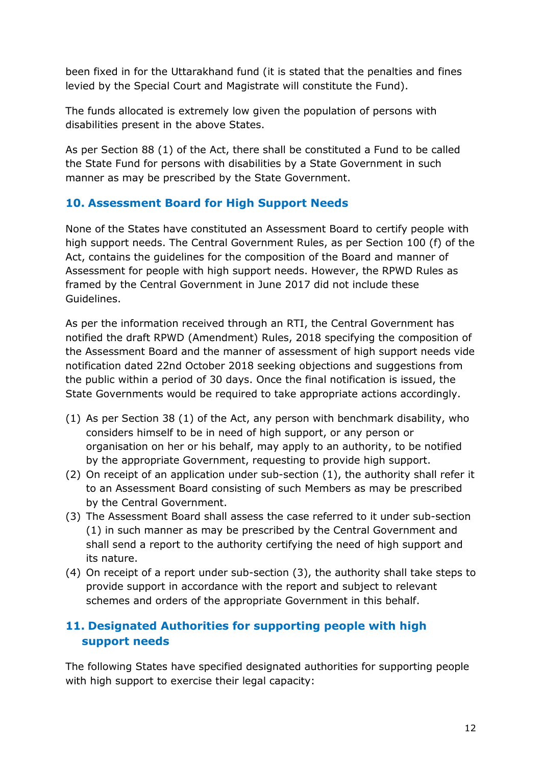been fixed in for the Uttarakhand fund (it is stated that the penalties and fines levied by the Special Court and Magistrate will constitute the Fund).

The funds allocated is extremely low given the population of persons with disabilities present in the above States.

As per Section 88 (1) of the Act, there shall be constituted a Fund to be called the State Fund for persons with disabilities by a State Government in such manner as may be prescribed by the State Government.

## 10. Assessment Board for High Support Needs

None of the States have constituted an Assessment Board to certify people with high support needs. The Central Government Rules, as per Section 100 (f) of the Act, contains the guidelines for the composition of the Board and manner of Assessment for people with high support needs. However, the RPWD Rules as framed by the Central Government in June 2017 did not include these Guidelines.

As per the information received through an RTI, the Central Government has notified the draft RPWD (Amendment) Rules, 2018 specifying the composition of the Assessment Board and the manner of assessment of high support needs vide notification dated 22nd October 2018 seeking objections and suggestions from the public within a period of 30 days. Once the final notification is issued, the State Governments would be required to take appropriate actions accordingly.

(1) As per Section 38 (1) of the Act, any person with benchmark disability, who considers himself to be in need of high support, or any person or organisation on her or his behalf, may apply to an authority, to be notified by the appropriate Government, requesting to provide high support.
(2) On receipt of an application under sub-section (1), the authority shall refer it to an Assessment Board consisting of such Members as may be prescribed by the Central Government.
(3) The Assessment Board shall assess the case referred to it under sub-section (1) in such manner as may be prescribed by the Central Government and shall send a report to the authority certifying the need of high support and its nature.
(4) On receipt of a report under sub-section (3), the authority shall take steps to provide support in accordance with the report and subject to relevant schemes and orders of the appropriate Government in this behalf.

## 11. Designated Authorities for supporting people with high support needs

The following States have specified designated authorities for supporting people with high support to exercise their legal capacity: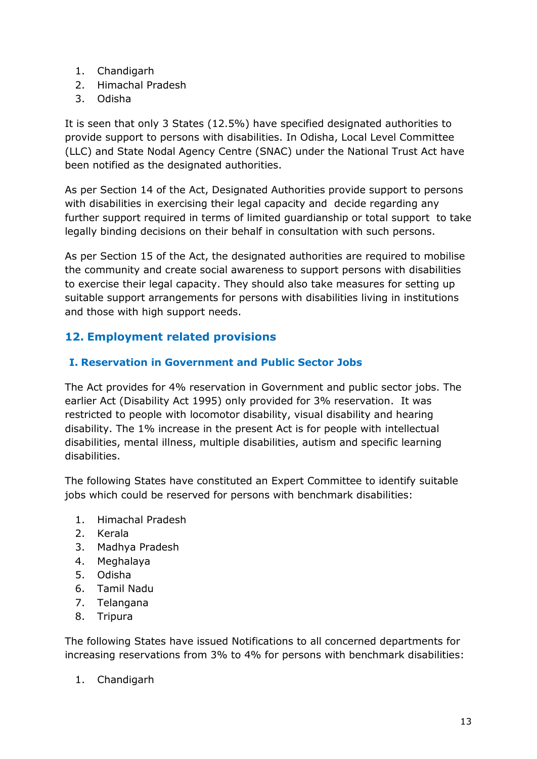1. Chandigarh
2. Himachal Pradesh
3. Odisha

It is seen that only 3 States (12.5%) have specified designated authorities to provide support to persons with disabilities. In Odisha, Local Level Committee (LLC) and State Nodal Agency Centre (SNAC) under the National Trust Act have been notified as the designated authorities.

As per Section 14 of the Act, Designated Authorities provide support to persons with disabilities in exercising their legal capacity and decide regarding any further support required in terms of limited guardianship or total support to take legally binding decisions on their behalf in consultation with such persons.

As per Section 15 of the Act, the designated authorities are required to mobilise the community and create social awareness to support persons with disabilities to exercise their legal capacity. They should also take measures for setting up suitable support arrangements for persons with disabilities living in institutions and those with high support needs.

## 12. Employment related provisions

### I. Reservation in Government and Public Sector Jobs

The Act provides for 4% reservation in Government and public sector jobs. The earlier Act (Disability Act 1995) only provided for 3% reservation. It was restricted to people with locomotor disability, visual disability and hearing disability. The 1% increase in the present Act is for people with intellectual disabilities, mental illness, multiple disabilities, autism and specific learning disabilities.

The following States have constituted an Expert Committee to identify suitable jobs which could be reserved for persons with benchmark disabilities:

1. Himachal Pradesh
2. Kerala
3. Madhya Pradesh
4. Meghalaya
5. Odisha
6. Tamil Nadu
7. Telangana
8. Tripura

The following States have issued Notifications to all concerned departments for increasing reservations from 3% to 4% for persons with benchmark disabilities:

1. Chandigarh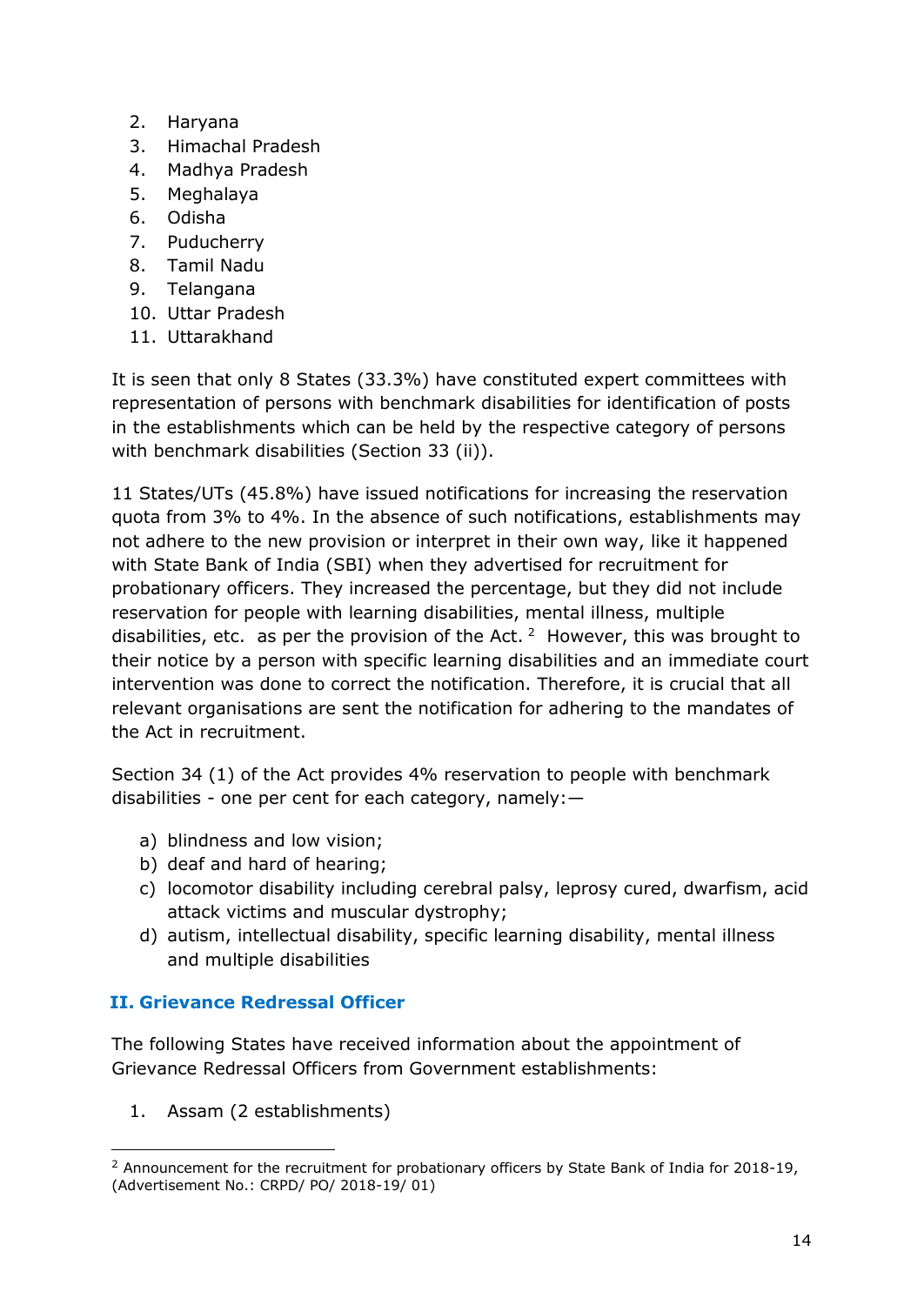2. Haryana
3. Himachal Pradesh
4. Madhya Pradesh
5. Meghalaya
6. Odisha
7. Puducherry
8. Tamil Nadu
9. Telangana
10. Uttar Pradesh
11. Uttarakhand

It is seen that only 8 States (33.3%) have constituted expert committees with representation of persons with benchmark disabilities for identification of posts in the establishments which can be held by the respective category of persons with benchmark disabilities (Section 33 (ii)).

11 States/UTs (45.8%) have issued notifications for increasing the reservation quota from 3% to 4%. In the absence of such notifications, establishments may not adhere to the new provision or interpret in their own way, like it happened with State Bank of India (SBI) when they advertised for recruitment for probationary officers. They increased the percentage, but they did not include reservation for people with learning disabilities, mental illness, multiple disabilities, etc. as per the provision of the Act. [2] However, this was brought to their notice by a person with specific learning disabilities and an immediate court intervention was done to correct the notification. Therefore, it is crucial that all relevant organisations are sent the notification for adhering to the mandates of the Act in recruitment.

Section 34 (1) of the Act provides 4% reservation to people with benchmark disabilities - one per cent for each category, namely:—

a) blindness and low vision;
b) deaf and hard of hearing;
c) locomotor disability including cerebral palsy, leprosy cured, dwarfism, acid attack victims and muscular dystrophy;
d) autism, intellectual disability, specific learning disability, mental illness and multiple disabilities

### II. Grievance Redressal Officer

The following States have received information about the appointment of Grievance Redressal Officers from Government establishments:

1. Assam (2 establishments)

---

[2] Announcement for the recruitment for probationary officers by State Bank of India for 2018-19, (Advertisement No.: CRPD/ PO/ 2018-19/ 01)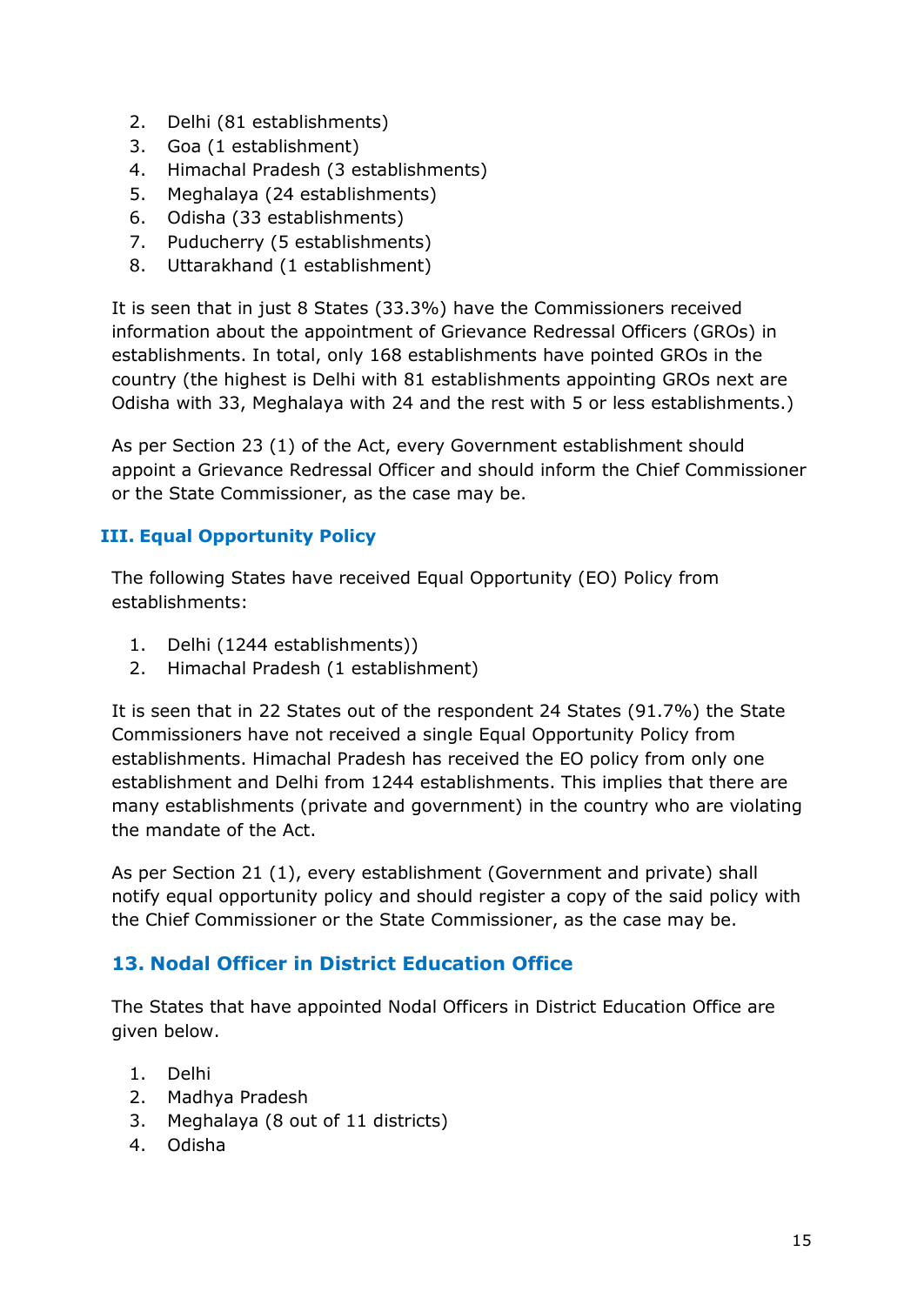2. Delhi (81 establishments)
3. Goa (1 establishment)
4. Himachal Pradesh (3 establishments)
5. Meghalaya (24 establishments)
6. Odisha (33 establishments)
7. Puducherry (5 establishments)
8. Uttarakhand (1 establishment)

It is seen that in just 8 States (33.3%) have the Commissioners received information about the appointment of Grievance Redressal Officers (GROs) in establishments. In total, only 168 establishments have pointed GROs in the country (the highest is Delhi with 81 establishments appointing GROs next are Odisha with 33, Meghalaya with 24 and the rest with 5 or less establishments.)

As per Section 23 (1) of the Act, every Government establishment should appoint a Grievance Redressal Officer and should inform the Chief Commissioner or the State Commissioner, as the case may be.

### III. Equal Opportunity Policy

The following States have received Equal Opportunity (EO) Policy from establishments:

1. Delhi (1244 establishments))
2. Himachal Pradesh (1 establishment)

It is seen that in 22 States out of the respondent 24 States (91.7%) the State Commissioners have not received a single Equal Opportunity Policy from establishments. Himachal Pradesh has received the EO policy from only one establishment and Delhi from 1244 establishments. This implies that there are many establishments (private and government) in the country who are violating the mandate of the Act.

As per Section 21 (1), every establishment (Government and private) shall notify equal opportunity policy and should register a copy of the said policy with the Chief Commissioner or the State Commissioner, as the case may be.

## 13. Nodal Officer in District Education Office

The States that have appointed Nodal Officers in District Education Office are given below.

1. Delhi
2. Madhya Pradesh
3. Meghalaya (8 out of 11 districts)
4. Odisha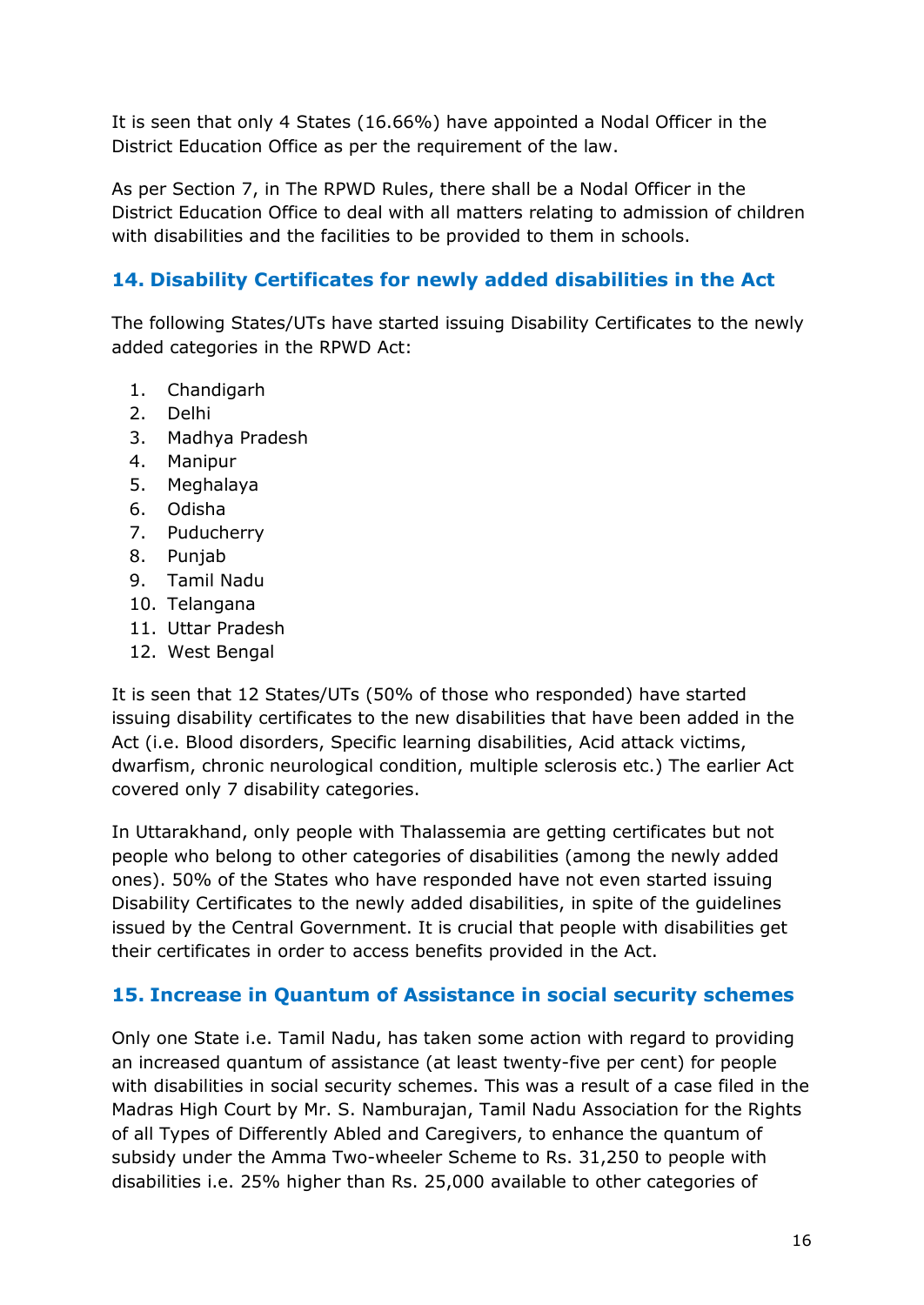It is seen that only 4 States (16.66%) have appointed a Nodal Officer in the District Education Office as per the requirement of the law.

As per Section 7, in The RPWD Rules, there shall be a Nodal Officer in the District Education Office to deal with all matters relating to admission of children with disabilities and the facilities to be provided to them in schools.

## 14. Disability Certificates for newly added disabilities in the Act

The following States/UTs have started issuing Disability Certificates to the newly added categories in the RPWD Act:

1. Chandigarh
2. Delhi
3. Madhya Pradesh
4. Manipur
5. Meghalaya
6. Odisha
7. Puducherry
8. Punjab
9. Tamil Nadu
10. Telangana
11. Uttar Pradesh
12. West Bengal

It is seen that 12 States/UTs (50% of those who responded) have started issuing disability certificates to the new disabilities that have been added in the Act (i.e. Blood disorders, Specific learning disabilities, Acid attack victims, dwarfism, chronic neurological condition, multiple sclerosis etc.) The earlier Act covered only 7 disability categories.

In Uttarakhand, only people with Thalassemia are getting certificates but not people who belong to other categories of disabilities (among the newly added ones). 50% of the States who have responded have not even started issuing Disability Certificates to the newly added disabilities, in spite of the guidelines issued by the Central Government. It is crucial that people with disabilities get their certificates in order to access benefits provided in the Act.

## 15. Increase in Quantum of Assistance in social security schemes

Only one State i.e. Tamil Nadu, has taken some action with regard to providing an increased quantum of assistance (at least twenty-five per cent) for people with disabilities in social security schemes. This was a result of a case filed in the Madras High Court by Mr. S. Namburajan, Tamil Nadu Association for the Rights of all Types of Differently Abled and Caregivers, to enhance the quantum of subsidy under the Amma Two-wheeler Scheme to Rs. 31,250 to people with disabilities i.e. 25% higher than Rs. 25,000 available to other categories of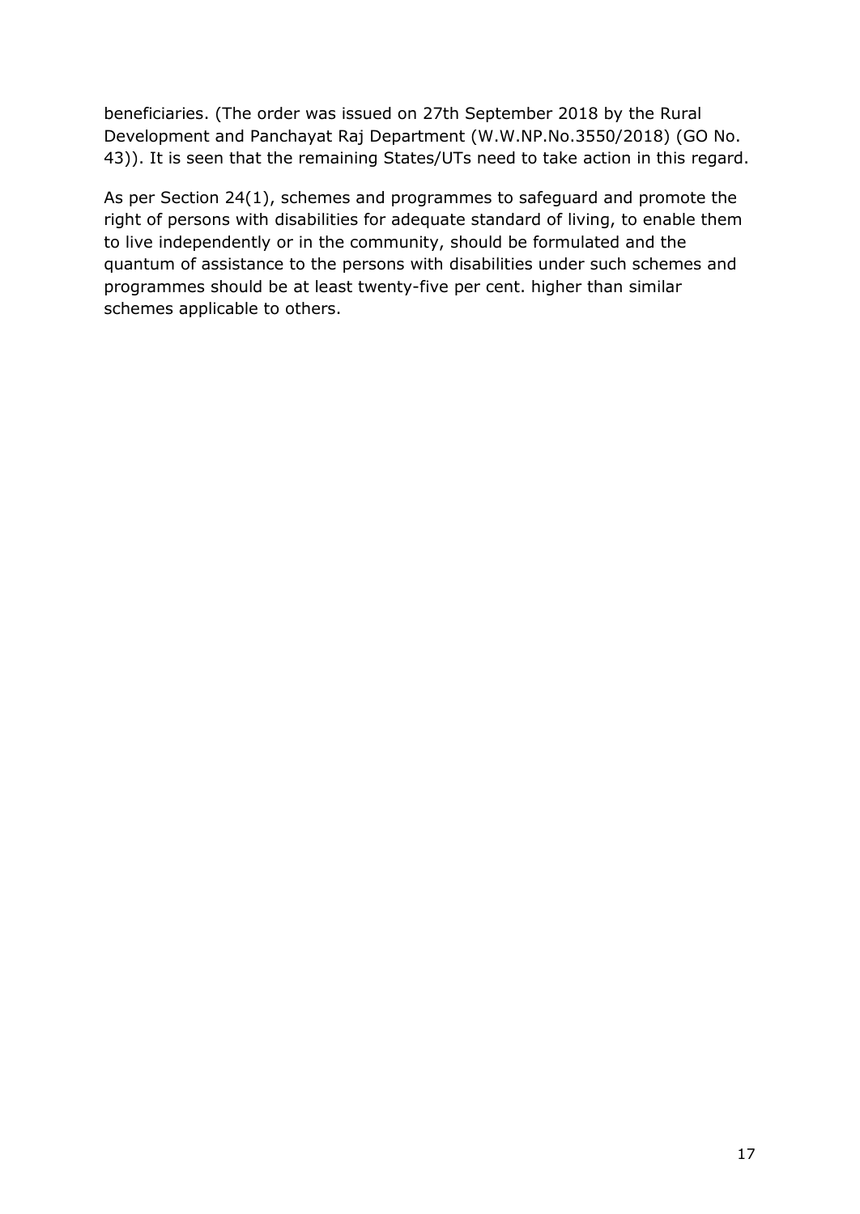beneficiaries. (The order was issued on 27th September 2018 by the Rural Development and Panchayat Raj Department (W.W.NP.No.3550/2018) (GO No. 43)). It is seen that the remaining States/UTs need to take action in this regard.

As per Section 24(1), schemes and programmes to safeguard and promote the right of persons with disabilities for adequate standard of living, to enable them to live independently or in the community, should be formulated and the quantum of assistance to the persons with disabilities under such schemes and programmes should be at least twenty-five per cent. higher than similar schemes applicable to others.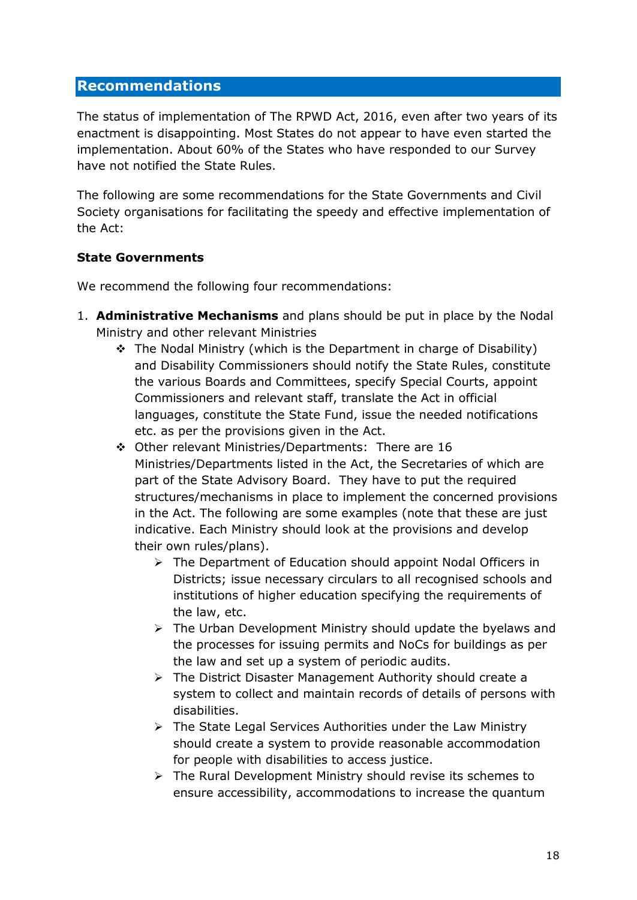## Recommendations

The status of implementation of The RPWD Act, 2016, even after two years of its enactment is disappointing. Most States do not appear to have even started the implementation. About 60% of the States who have responded to our Survey have not notified the State Rules.

The following are some recommendations for the State Governments and Civil Society organisations for facilitating the speedy and effective implementation of the Act:

**State Governments**

We recommend the following four recommendations:

1. **Administrative Mechanisms** and plans should be put in place by the Nodal Ministry and other relevant Ministries
   - The Nodal Ministry (which is the Department in charge of Disability) and Disability Commissioners should notify the State Rules, constitute the various Boards and Committees, specify Special Courts, appoint Commissioners and relevant staff, translate the Act in official languages, constitute the State Fund, issue the needed notifications etc. as per the provisions given in the Act.
   - Other relevant Ministries/Departments: There are 16 Ministries/Departments listed in the Act, the Secretaries of which are part of the State Advisory Board. They have to put the required structures/mechanisms in place to implement the concerned provisions in the Act. The following are some examples (note that these are just indicative. Each Ministry should look at the provisions and develop their own rules/plans).
     - The Department of Education should appoint Nodal Officers in Districts; issue necessary circulars to all recognised schools and institutions of higher education specifying the requirements of the law, etc.
     - The Urban Development Ministry should update the byelaws and the processes for issuing permits and NoCs for buildings as per the law and set up a system of periodic audits.
     - The District Disaster Management Authority should create a system to collect and maintain records of details of persons with disabilities.
     - The State Legal Services Authorities under the Law Ministry should create a system to provide reasonable accommodation for people with disabilities to access justice.
     - The Rural Development Ministry should revise its schemes to ensure accessibility, accommodations to increase the quantum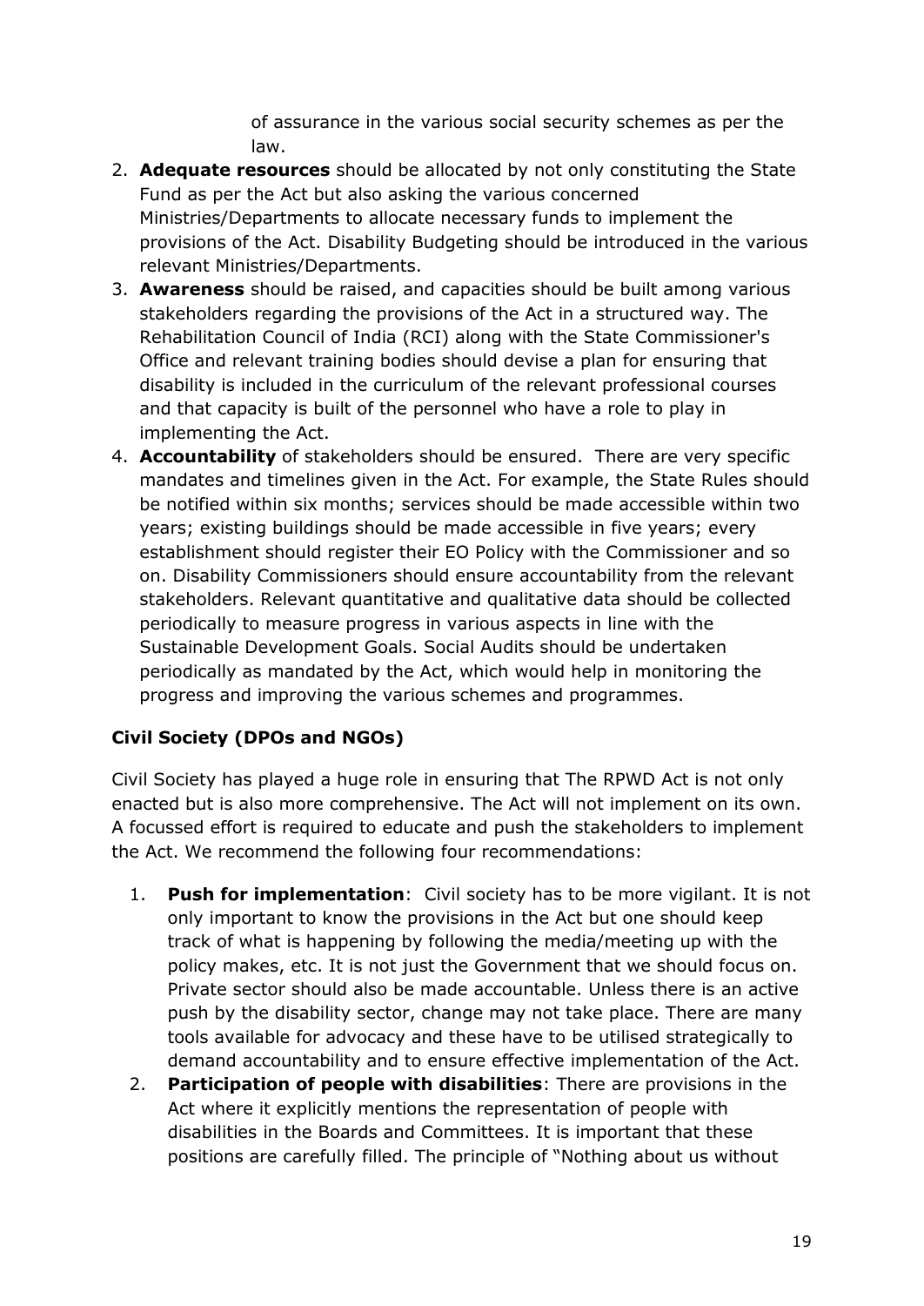of assurance in the various social security schemes as per the law.

2. **Adequate resources** should be allocated by not only constituting the State Fund as per the Act but also asking the various concerned Ministries/Departments to allocate necessary funds to implement the provisions of the Act. Disability Budgeting should be introduced in the various relevant Ministries/Departments.
3. **Awareness** should be raised, and capacities should be built among various stakeholders regarding the provisions of the Act in a structured way. The Rehabilitation Council of India (RCI) along with the State Commissioner's Office and relevant training bodies should devise a plan for ensuring that disability is included in the curriculum of the relevant professional courses and that capacity is built of the personnel who have a role to play in implementing the Act.
4. **Accountability** of stakeholders should be ensured. There are very specific mandates and timelines given in the Act. For example, the State Rules should be notified within six months; services should be made accessible within two years; existing buildings should be made accessible in five years; every establishment should register their EO Policy with the Commissioner and so on. Disability Commissioners should ensure accountability from the relevant stakeholders. Relevant quantitative and qualitative data should be collected periodically to measure progress in various aspects in line with the Sustainable Development Goals. Social Audits should be undertaken periodically as mandated by the Act, which would help in monitoring the progress and improving the various schemes and programmes.

### Civil Society (DPOs and NGOs)

Civil Society has played a huge role in ensuring that The RPWD Act is not only enacted but is also more comprehensive. The Act will not implement on its own. A focussed effort is required to educate and push the stakeholders to implement the Act. We recommend the following four recommendations:

1. **Push for implementation**: Civil society has to be more vigilant. It is not only important to know the provisions in the Act but one should keep track of what is happening by following the media/meeting up with the policy makes, etc. It is not just the Government that we should focus on. Private sector should also be made accountable. Unless there is an active push by the disability sector, change may not take place. There are many tools available for advocacy and these have to be utilised strategically to demand accountability and to ensure effective implementation of the Act.
2. **Participation of people with disabilities**: There are provisions in the Act where it explicitly mentions the representation of people with disabilities in the Boards and Committees. It is important that these positions are carefully filled. The principle of "Nothing about us without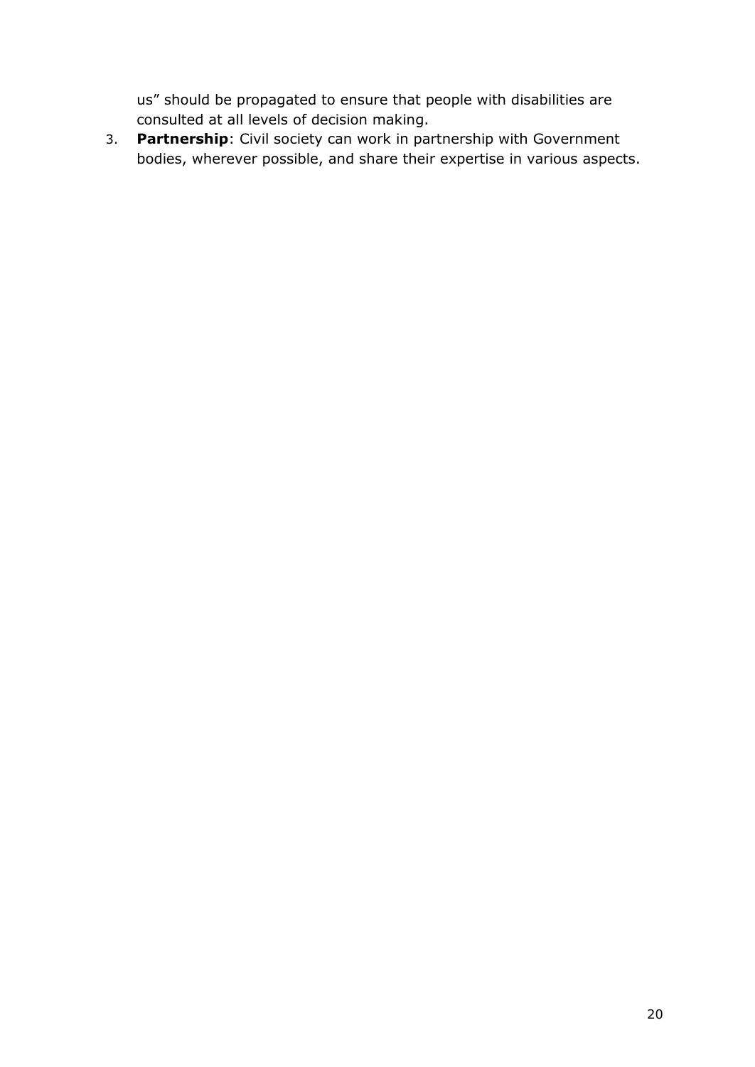us" should be propagated to ensure that people with disabilities are consulted at all levels of decision making.

3. **Partnership**: Civil society can work in partnership with Government bodies, wherever possible, and share their expertise in various aspects.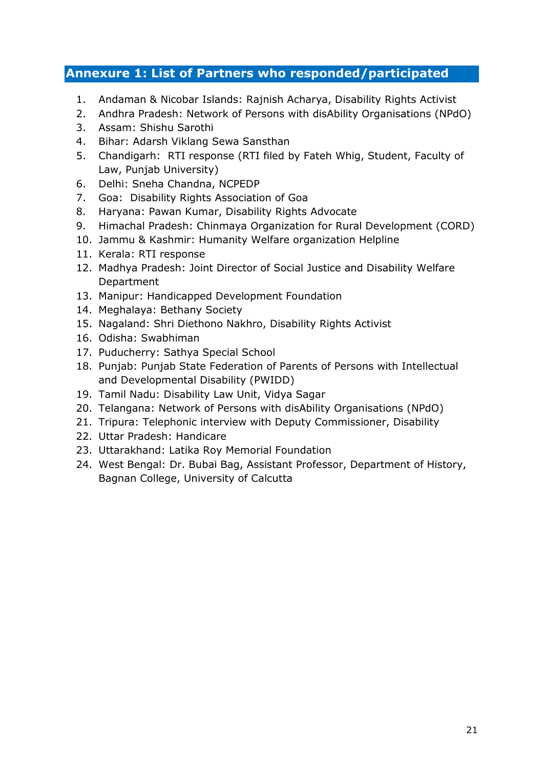## Annexure 1: List of Partners who responded/participated

1. Andaman & Nicobar Islands: Rajnish Acharya, Disability Rights Activist
2. Andhra Pradesh: Network of Persons with disAbility Organisations (NPdO)
3. Assam: Shishu Sarothi
4. Bihar: Adarsh Viklang Sewa Sansthan
5. Chandigarh: RTI response (RTI filed by Fateh Whig, Student, Faculty of Law, Punjab University)
6. Delhi: Sneha Chandna, NCPEDP
7. Goa: Disability Rights Association of Goa
8. Haryana: Pawan Kumar, Disability Rights Advocate
9. Himachal Pradesh: Chinmaya Organization for Rural Development (CORD)
10. Jammu & Kashmir: Humanity Welfare organization Helpline
11. Kerala: RTI response
12. Madhya Pradesh: Joint Director of Social Justice and Disability Welfare Department
13. Manipur: Handicapped Development Foundation
14. Meghalaya: Bethany Society
15. Nagaland: Shri Diethono Nakhro, Disability Rights Activist
16. Odisha: Swabhiman
17. Puducherry: Sathya Special School
18. Punjab: Punjab State Federation of Parents of Persons with Intellectual and Developmental Disability (PWIDD)
19. Tamil Nadu: Disability Law Unit, Vidya Sagar
20. Telangana: Network of Persons with disAbility Organisations (NPdO)
21. Tripura: Telephonic interview with Deputy Commissioner, Disability
22. Uttar Pradesh: Handicare
23. Uttarakhand: Latika Roy Memorial Foundation
24. West Bengal: Dr. Bubai Bag, Assistant Professor, Department of History, Bagnan College, University of Calcutta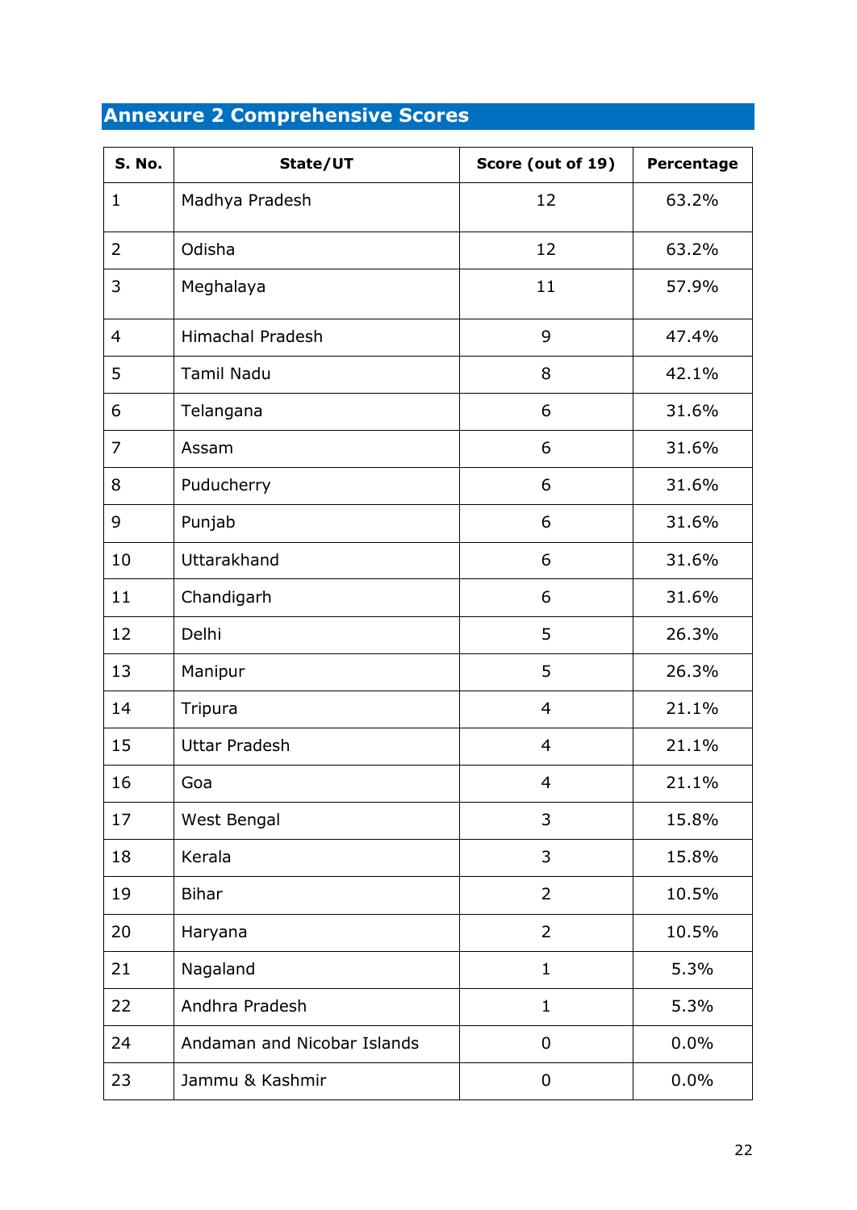## Annexure 2 Comprehensive Scores

| S. No. | State/UT | Score (out of 19) | Percentage |
|---|---|---|---|
| 1 | Madhya Pradesh | 12 | 63.2% |
| 2 | Odisha | 12 | 63.2% |
| 3 | Meghalaya | 11 | 57.9% |
| 4 | Himachal Pradesh | 9 | 47.4% |
| 5 | Tamil Nadu | 8 | 42.1% |
| 6 | Telangana | 6 | 31.6% |
| 7 | Assam | 6 | 31.6% |
| 8 | Puducherry | 6 | 31.6% |
| 9 | Punjab | 6 | 31.6% |
| 10 | Uttarakhand | 6 | 31.6% |
| 11 | Chandigarh | 6 | 31.6% |
| 12 | Delhi | 5 | 26.3% |
| 13 | Manipur | 5 | 26.3% |
| 14 | Tripura | 4 | 21.1% |
| 15 | Uttar Pradesh | 4 | 21.1% |
| 16 | Goa | 4 | 21.1% |
| 17 | West Bengal | 3 | 15.8% |
| 18 | Kerala | 3 | 15.8% |
| 19 | Bihar | 2 | 10.5% |
| 20 | Haryana | 2 | 10.5% |
| 21 | Nagaland | 1 | 5.3% |
| 22 | Andhra Pradesh | 1 | 5.3% |
| 24 | Andaman and Nicobar Islands | 0 | 0.0% |
| 23 | Jammu & Kashmir | 0 | 0.0% |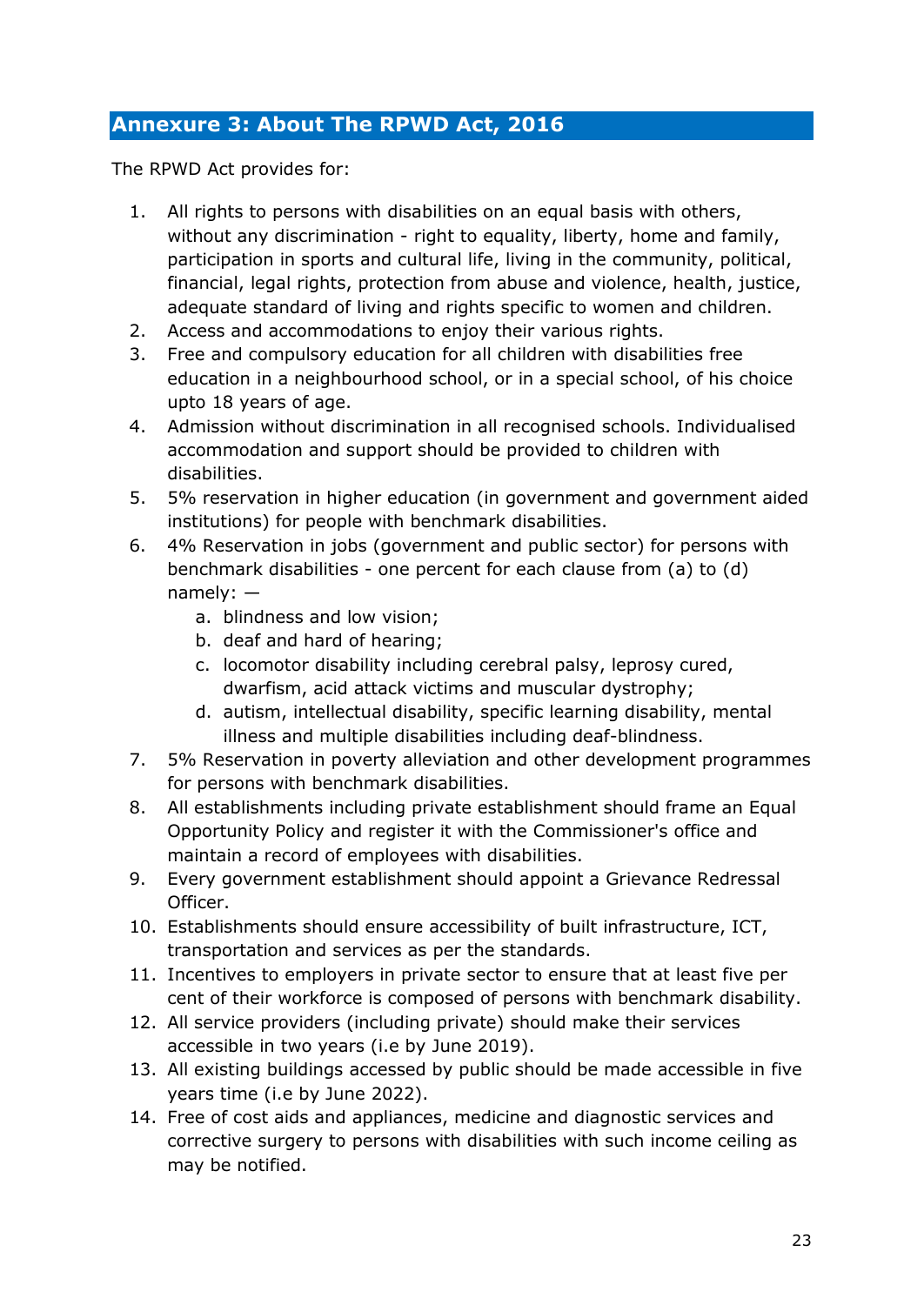## Annexure 3: About The RPWD Act, 2016

The RPWD Act provides for:

1. All rights to persons with disabilities on an equal basis with others, without any discrimination - right to equality, liberty, home and family, participation in sports and cultural life, living in the community, political, financial, legal rights, protection from abuse and violence, health, justice, adequate standard of living and rights specific to women and children.
2. Access and accommodations to enjoy their various rights.
3. Free and compulsory education for all children with disabilities free education in a neighbourhood school, or in a special school, of his choice upto 18 years of age.
4. Admission without discrimination in all recognised schools. Individualised accommodation and support should be provided to children with disabilities.
5. 5% reservation in higher education (in government and government aided institutions) for people with benchmark disabilities.
6. 4% Reservation in jobs (government and public sector) for persons with benchmark disabilities - one percent for each clause from (a) to (d) namely: —
   a. blindness and low vision;
   b. deaf and hard of hearing;
   c. locomotor disability including cerebral palsy, leprosy cured, dwarfism, acid attack victims and muscular dystrophy;
   d. autism, intellectual disability, specific learning disability, mental illness and multiple disabilities including deaf-blindness.
7. 5% Reservation in poverty alleviation and other development programmes for persons with benchmark disabilities.
8. All establishments including private establishment should frame an Equal Opportunity Policy and register it with the Commissioner's office and maintain a record of employees with disabilities.
9. Every government establishment should appoint a Grievance Redressal Officer.
10. Establishments should ensure accessibility of built infrastructure, ICT, transportation and services as per the standards.
11. Incentives to employers in private sector to ensure that at least five per cent of their workforce is composed of persons with benchmark disability.
12. All service providers (including private) should make their services accessible in two years (i.e by June 2019).
13. All existing buildings accessed by public should be made accessible in five years time (i.e by June 2022).
14. Free of cost aids and appliances, medicine and diagnostic services and corrective surgery to persons with disabilities with such income ceiling as may be notified.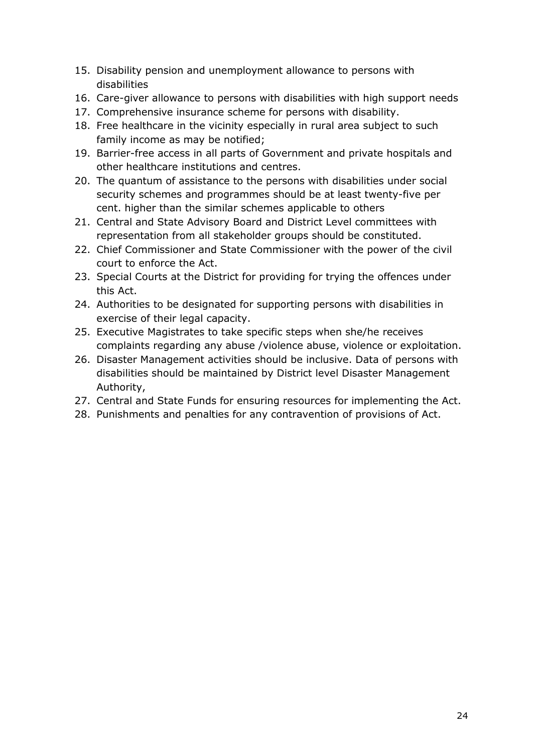15. Disability pension and unemployment allowance to persons with disabilities
16. Care-giver allowance to persons with disabilities with high support needs
17. Comprehensive insurance scheme for persons with disability.
18. Free healthcare in the vicinity especially in rural area subject to such family income as may be notified;
19. Barrier-free access in all parts of Government and private hospitals and other healthcare institutions and centres.
20. The quantum of assistance to the persons with disabilities under social security schemes and programmes should be at least twenty-five per cent. higher than the similar schemes applicable to others
21. Central and State Advisory Board and District Level committees with representation from all stakeholder groups should be constituted.
22. Chief Commissioner and State Commissioner with the power of the civil court to enforce the Act.
23. Special Courts at the District for providing for trying the offences under this Act.
24. Authorities to be designated for supporting persons with disabilities in exercise of their legal capacity.
25. Executive Magistrates to take specific steps when she/he receives complaints regarding any abuse /violence abuse, violence or exploitation.
26. Disaster Management activities should be inclusive. Data of persons with disabilities should be maintained by District level Disaster Management Authority,
27. Central and State Funds for ensuring resources for implementing the Act.
28. Punishments and penalties for any contravention of provisions of Act.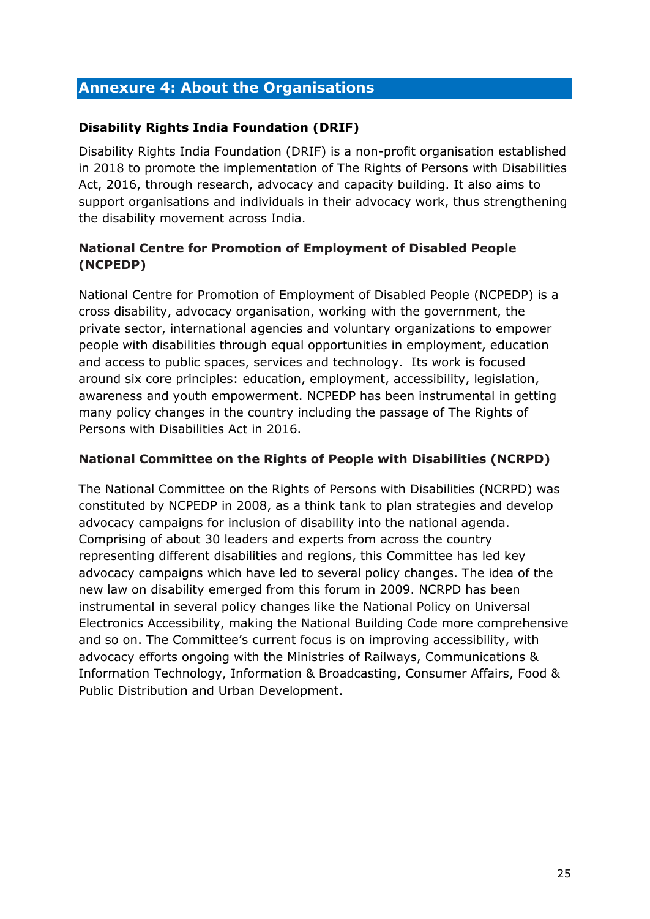## Annexure 4: About the Organisations

### Disability Rights India Foundation (DRIF)

Disability Rights India Foundation (DRIF) is a non-profit organisation established in 2018 to promote the implementation of The Rights of Persons with Disabilities Act, 2016, through research, advocacy and capacity building. It also aims to support organisations and individuals in their advocacy work, thus strengthening the disability movement across India.

### National Centre for Promotion of Employment of Disabled People (NCPEDP)

National Centre for Promotion of Employment of Disabled People (NCPEDP) is a cross disability, advocacy organisation, working with the government, the private sector, international agencies and voluntary organizations to empower people with disabilities through equal opportunities in employment, education and access to public spaces, services and technology. Its work is focused around six core principles: education, employment, accessibility, legislation, awareness and youth empowerment. NCPEDP has been instrumental in getting many policy changes in the country including the passage of The Rights of Persons with Disabilities Act in 2016.

### National Committee on the Rights of People with Disabilities (NCRPD)

The National Committee on the Rights of Persons with Disabilities (NCRPD) was constituted by NCPEDP in 2008, as a think tank to plan strategies and develop advocacy campaigns for inclusion of disability into the national agenda. Comprising of about 30 leaders and experts from across the country representing different disabilities and regions, this Committee has led key advocacy campaigns which have led to several policy changes. The idea of the new law on disability emerged from this forum in 2009. NCRPD has been instrumental in several policy changes like the National Policy on Universal Electronics Accessibility, making the National Building Code more comprehensive and so on. The Committee's current focus is on improving accessibility, with advocacy efforts ongoing with the Ministries of Railways, Communications & Information Technology, Information & Broadcasting, Consumer Affairs, Food & Public Distribution and Urban Development.